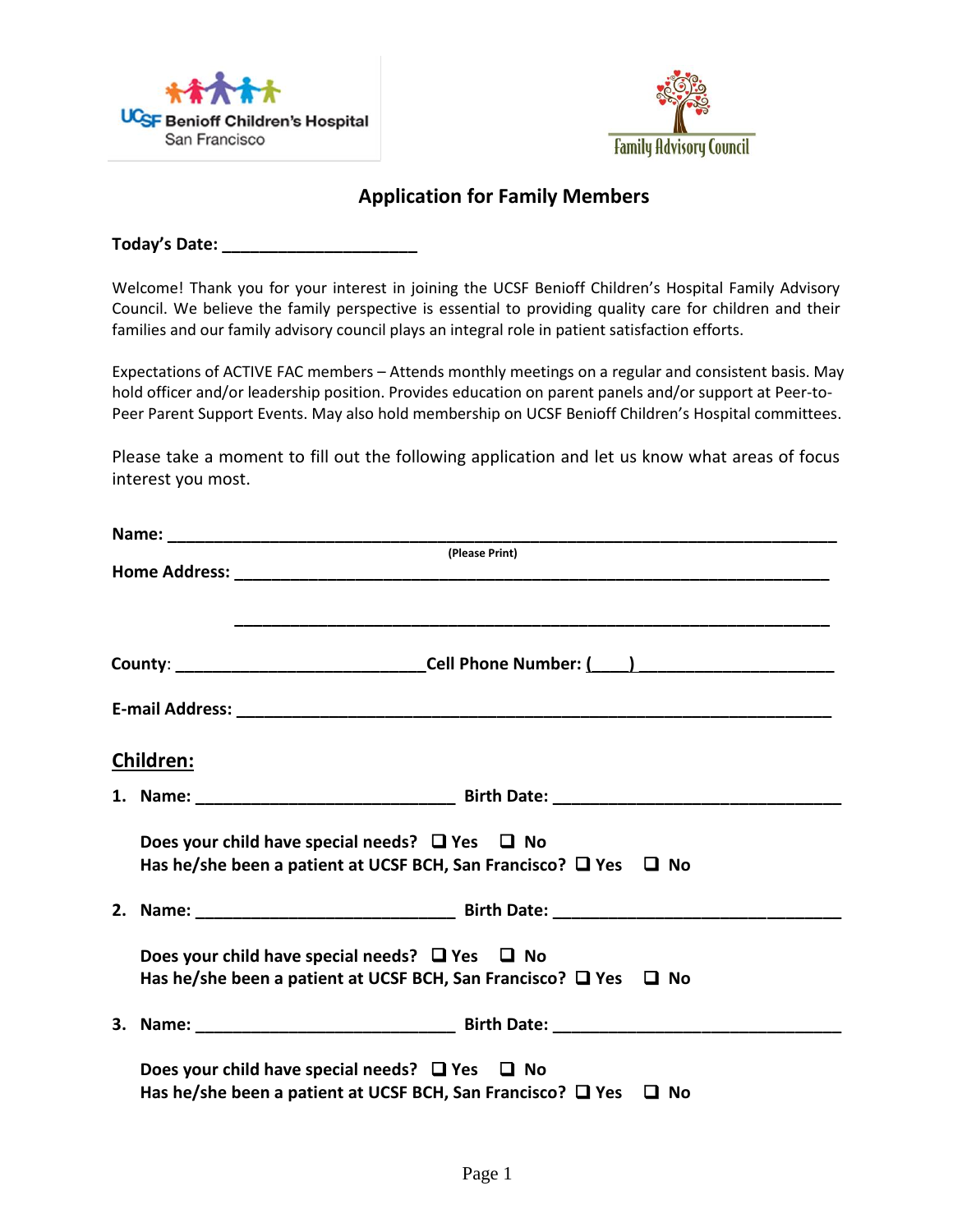UCSF Benioff Children's Hospital San Francisco

Family Advisory Council

# Application for Family Members

**Today's Date: ____________________**

Welcome! Thank you for your interest in joining the UCSF Benioff Children's Hospital Family Advisory Council. We believe the family perspective is essential to providing quality care for children and their families and our family advisory council plays an integral role in patient satisfaction efforts.

Expectations of ACTIVE FAC members – Attends monthly meetings on a regular and consistent basis. May hold officer and/or leadership position. Provides education on parent panels and/or support at Peer-to-Peer Parent Support Events. May also hold membership on UCSF Benioff Children's Hospital committees.

Please take a moment to fill out the following application and let us know what areas of focus interest you most.

**Name: ____________________________________________________________**
(Please Print)

**Home Address: ______________________________________________________**

______________________________________________________

**County: ________________________ Cell Phone Number: (____) ____________________**

**E-mail Address: _____________________________________________________**

## Children:

1. **Name: ________________________ Birth Date: ___________________________**

   **Does your child have special needs? ❑ Yes ❑ No**
   **Has he/she been a patient at UCSF BCH, San Francisco? ❑ Yes ❑ No**

2. **Name: ________________________ Birth Date: ___________________________**

   **Does your child have special needs? ❑ Yes ❑ No**
   **Has he/she been a patient at UCSF BCH, San Francisco? ❑ Yes ❑ No**

3. **Name: ________________________ Birth Date: ___________________________**

   **Does your child have special needs? ❑ Yes ❑ No**
   **Has he/she been a patient at UCSF BCH, San Francisco? ❑ Yes ❑ No**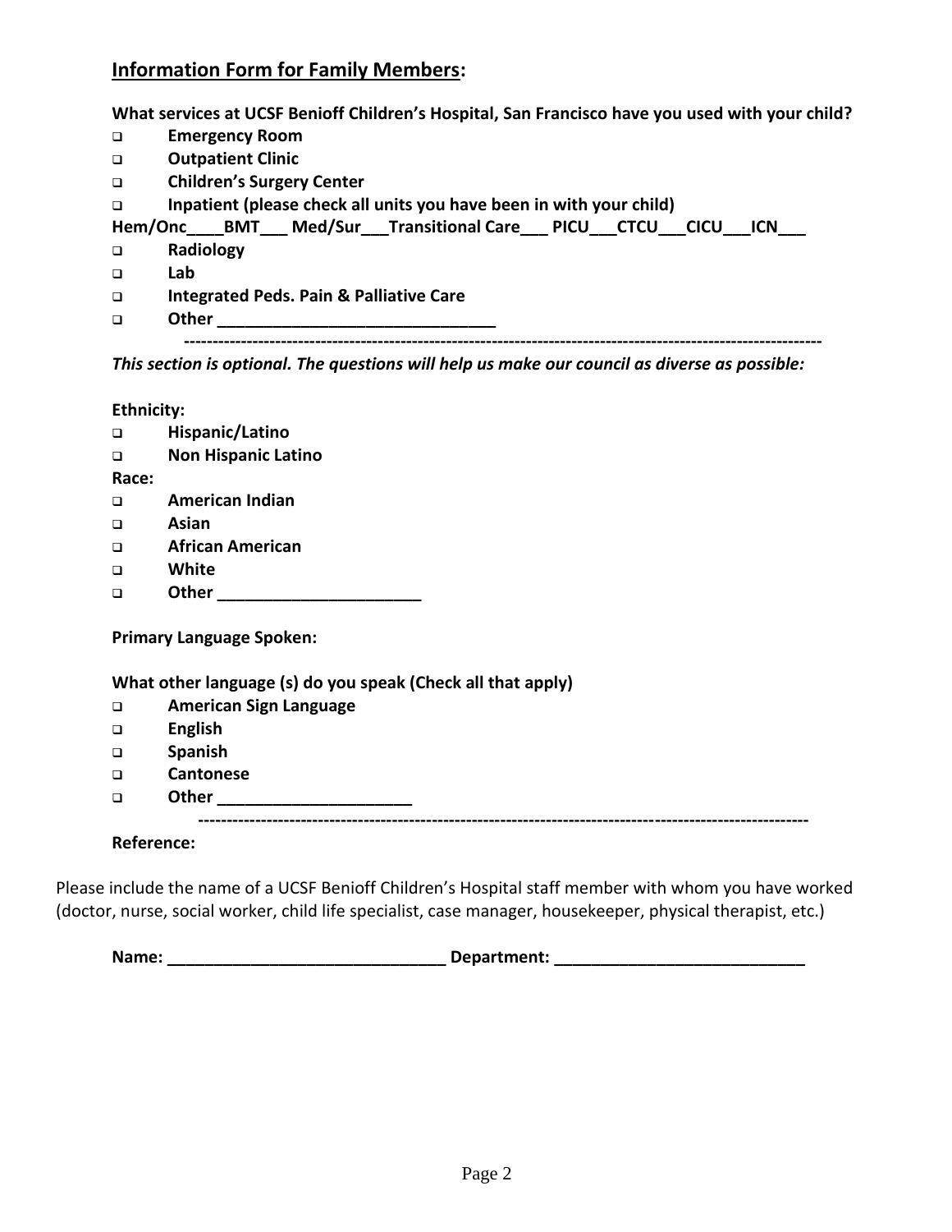## **Information Form for Family Members:**

**What services at UCSF Benioff Children's Hospital, San Francisco have you used with your child?**

- ☐ **Emergency Room**
- ☐ **Outpatient Clinic**
- ☐ **Children's Surgery Center**
- ☐ **Inpatient (please check all units you have been in with your child)**

**Hem/Onc____BMT___ Med/Sur___Transitional Care___ PICU___CTCU___CICU___ICN___**

- ☐ **Radiology**
- ☐ **Lab**
- ☐ **Integrated Peds. Pain & Palliative Care**
- ☐ **Other ______________________________**

---

***This section is optional. The questions will help us make our council as diverse as possible:***

**Ethnicity:**

- ☐ **Hispanic/Latino**
- ☐ **Non Hispanic Latino**

**Race:**

- ☐ **American Indian**
- ☐ **Asian**
- ☐ **African American**
- ☐ **White**
- ☐ **Other ______________________**

**Primary Language Spoken:**

**What other language (s) do you speak (Check all that apply)**

- ☐ **American Sign Language**
- ☐ **English**
- ☐ **Spanish**
- ☐ **Cantonese**
- ☐ **Other ____________________**

---

**Reference:**

Please include the name of a UCSF Benioff Children's Hospital staff member with whom you have worked (doctor, nurse, social worker, child life specialist, case manager, housekeeper, physical therapist, etc.)

**Name: ______________________________ Department: ___________________________**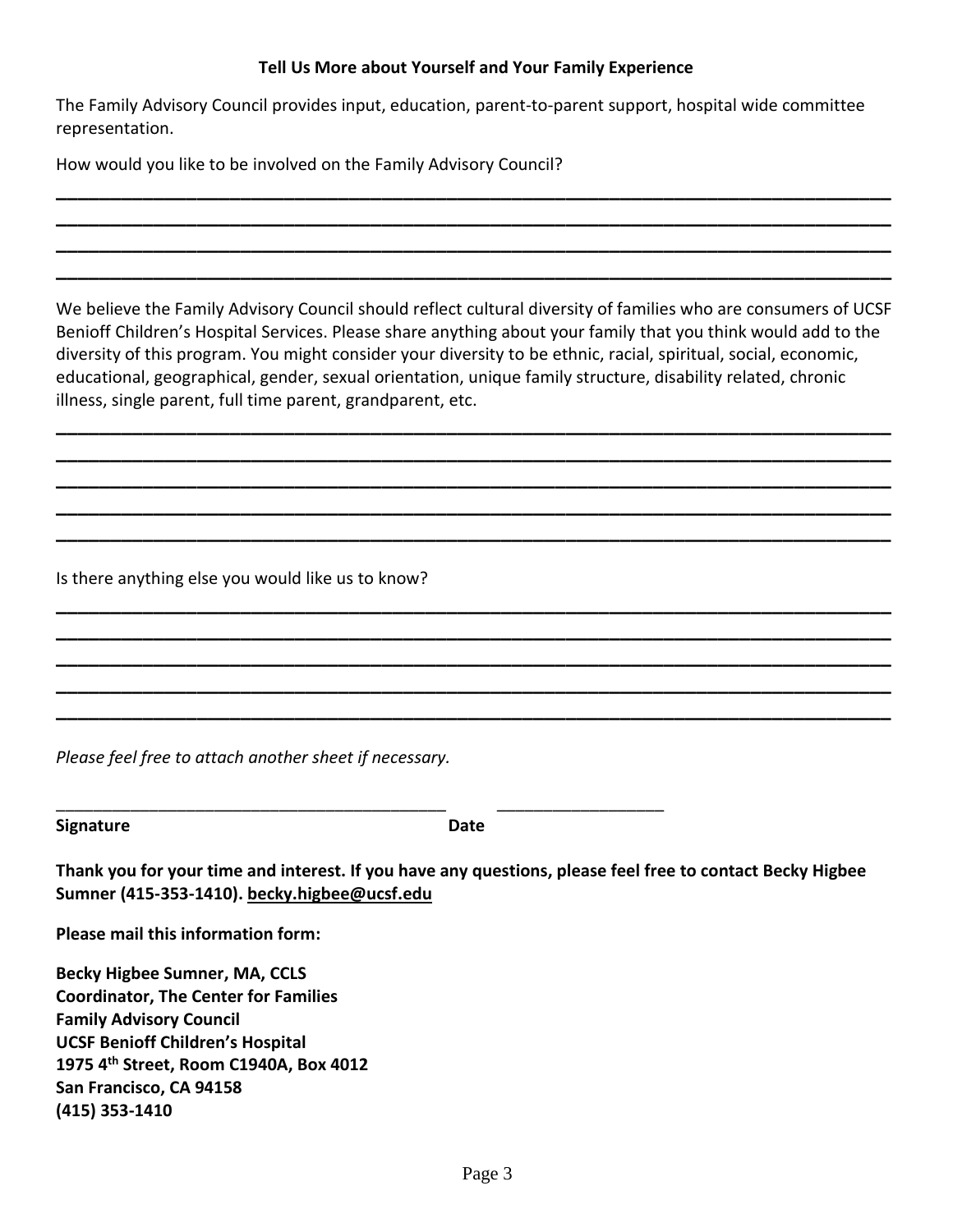**Tell Us More about Yourself and Your Family Experience**

The Family Advisory Council provides input, education, parent-to-parent support, hospital wide committee representation.

How would you like to be involved on the Family Advisory Council?

______________________________________________________________________________

______________________________________________________________________________

______________________________________________________________________________

______________________________________________________________________________

We believe the Family Advisory Council should reflect cultural diversity of families who are consumers of UCSF Benioff Children's Hospital Services. Please share anything about your family that you think would add to the diversity of this program. You might consider your diversity to be ethnic, racial, spiritual, social, economic, educational, geographical, gender, sexual orientation, unique family structure, disability related, chronic illness, single parent, full time parent, grandparent, etc.

______________________________________________________________________________

______________________________________________________________________________

______________________________________________________________________________

______________________________________________________________________________

______________________________________________________________________________

Is there anything else you would like us to know?

______________________________________________________________________________

______________________________________________________________________________

______________________________________________________________________________

______________________________________________________________________________

______________________________________________________________________________

*Please feel free to attach another sheet if necessary.*

________________________________________ __________________

**Signature** **Date**

**Thank you for your time and interest. If you have any questions, please feel free to contact Becky Higbee Sumner (415-353-1410). becky.higbee@ucsf.edu**

**Please mail this information form:**

**Becky Higbee Sumner, MA, CCLS**
**Coordinator, The Center for Families**
**Family Advisory Council**
**UCSF Benioff Children's Hospital**
**1975 4th Street, Room C1940A, Box 4012**
**San Francisco, CA 94158**
**(415) 353-1410**